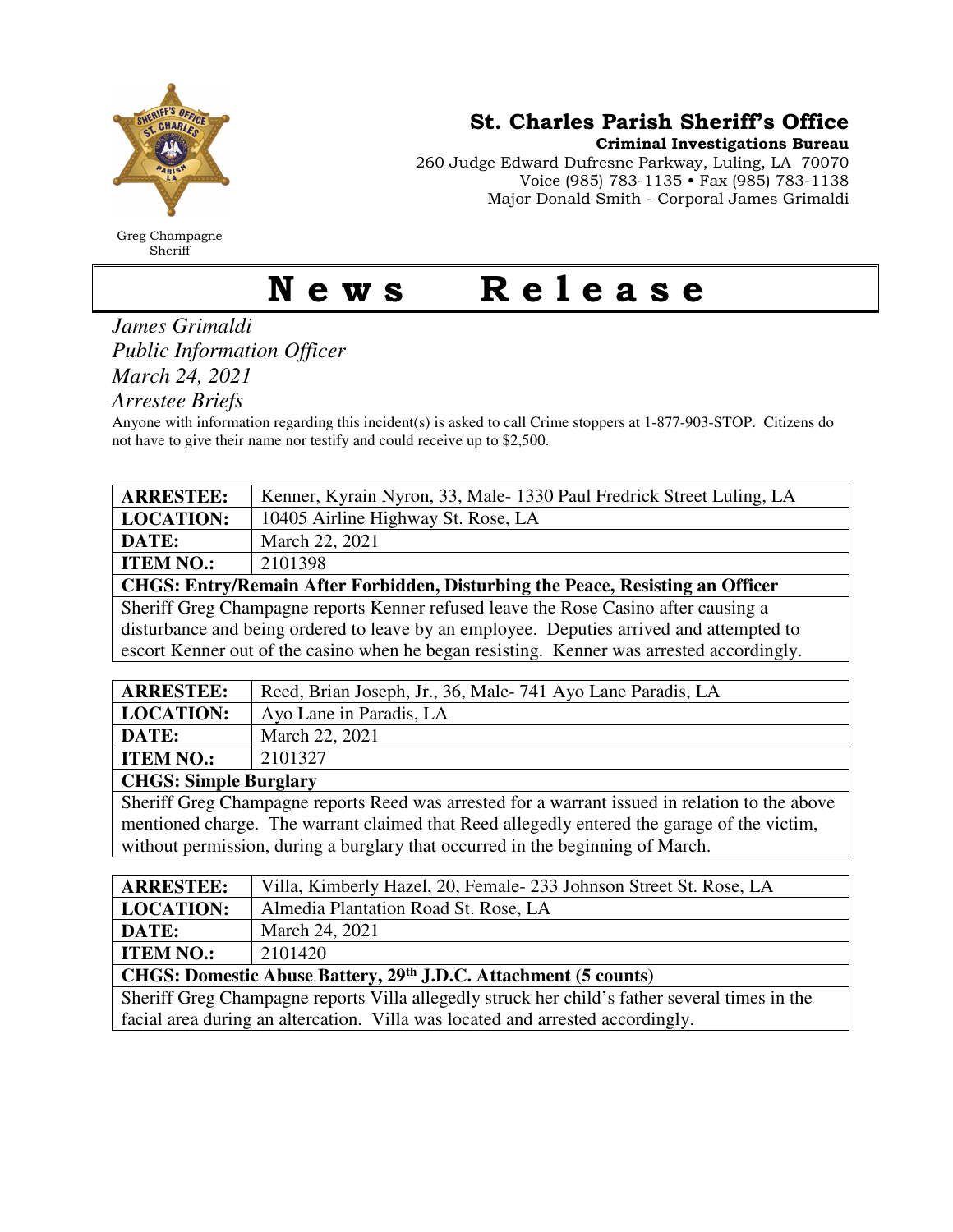Greg Champagne
Sheriff

## St. Charles Parish Sheriff's Office

**Criminal Investigations Bureau**

260 Judge Edward Dufresne Parkway, Luling, LA 70070
Voice (985) 783-1135 • Fax (985) 783-1138
Major Donald Smith - Corporal James Grimaldi

# News Release

*James Grimaldi*
*Public Information Officer*
*March 24, 2021*
*Arrestee Briefs*

Anyone with information regarding this incident(s) is asked to call Crime stoppers at 1-877-903-STOP. Citizens do not have to give their name nor testify and could receive up to $2,500.

| **ARRESTEE:** | Kenner, Kyrain Nyron, 33, Male- 1330 Paul Fredrick Street Luling, LA |
|---|---|
| **LOCATION:** | 10405 Airline Highway St. Rose, LA |
| **DATE:** | March 22, 2021 |
| **ITEM NO.:** | 2101398 |
| **CHGS: Entry/Remain After Forbidden, Disturbing the Peace, Resisting an Officer** | |
| Sheriff Greg Champagne reports Kenner refused leave the Rose Casino after causing a disturbance and being ordered to leave by an employee. Deputies arrived and attempted to escort Kenner out of the casino when he began resisting. Kenner was arrested accordingly. | |

| **ARRESTEE:** | Reed, Brian Joseph, Jr., 36, Male- 741 Ayo Lane Paradis, LA |
|---|---|
| **LOCATION:** | Ayo Lane in Paradis, LA |
| **DATE:** | March 22, 2021 |
| **ITEM NO.:** | 2101327 |
| **CHGS: Simple Burglary** | |
| Sheriff Greg Champagne reports Reed was arrested for a warrant issued in relation to the above mentioned charge. The warrant claimed that Reed allegedly entered the garage of the victim, without permission, during a burglary that occurred in the beginning of March. | |

| **ARRESTEE:** | Villa, Kimberly Hazel, 20, Female- 233 Johnson Street St. Rose, LA |
|---|---|
| **LOCATION:** | Almedia Plantation Road St. Rose, LA |
| **DATE:** | March 24, 2021 |
| **ITEM NO.:** | 2101420 |
| **CHGS: Domestic Abuse Battery, 29th J.D.C. Attachment (5 counts)** | |
| Sheriff Greg Champagne reports Villa allegedly struck her child's father several times in the facial area during an altercation. Villa was located and arrested accordingly. | |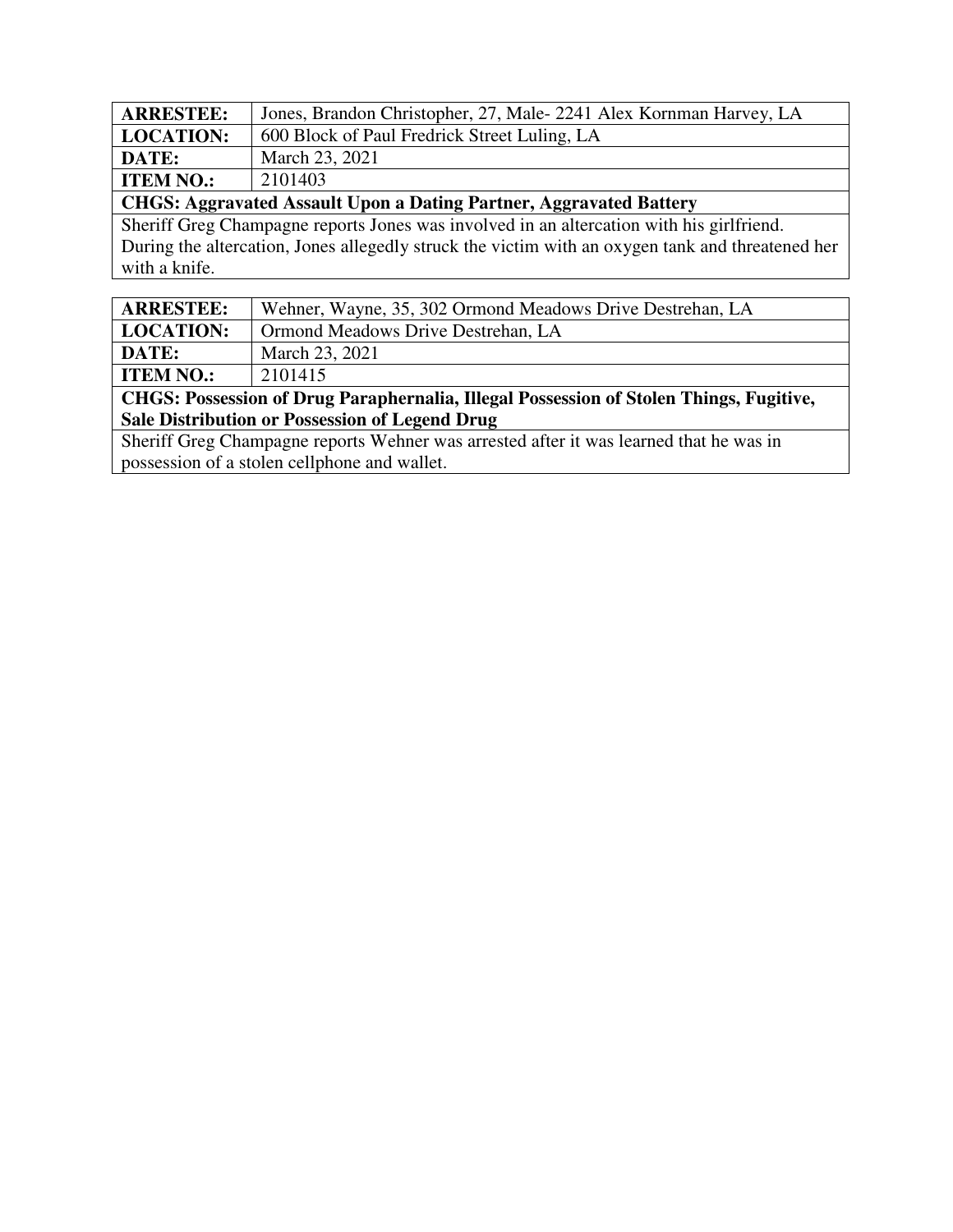| | |
|---|---|
| **ARRESTEE:** | Jones, Brandon Christopher, 27, Male- 2241 Alex Kornman Harvey, LA |
| **LOCATION:** | 600 Block of Paul Fredrick Street Luling, LA |
| **DATE:** | March 23, 2021 |
| **ITEM NO.:** | 2101403 |

**CHGS: Aggravated Assault Upon a Dating Partner, Aggravated Battery**

Sheriff Greg Champagne reports Jones was involved in an altercation with his girlfriend. During the altercation, Jones allegedly struck the victim with an oxygen tank and threatened her with a knife.

| | |
|---|---|
| **ARRESTEE:** | Wehner, Wayne, 35, 302 Ormond Meadows Drive Destrehan, LA |
| **LOCATION:** | Ormond Meadows Drive Destrehan, LA |
| **DATE:** | March 23, 2021 |
| **ITEM NO.:** | 2101415 |

**CHGS: Possession of Drug Paraphernalia, Illegal Possession of Stolen Things, Fugitive, Sale Distribution or Possession of Legend Drug**

Sheriff Greg Champagne reports Wehner was arrested after it was learned that he was in possession of a stolen cellphone and wallet.